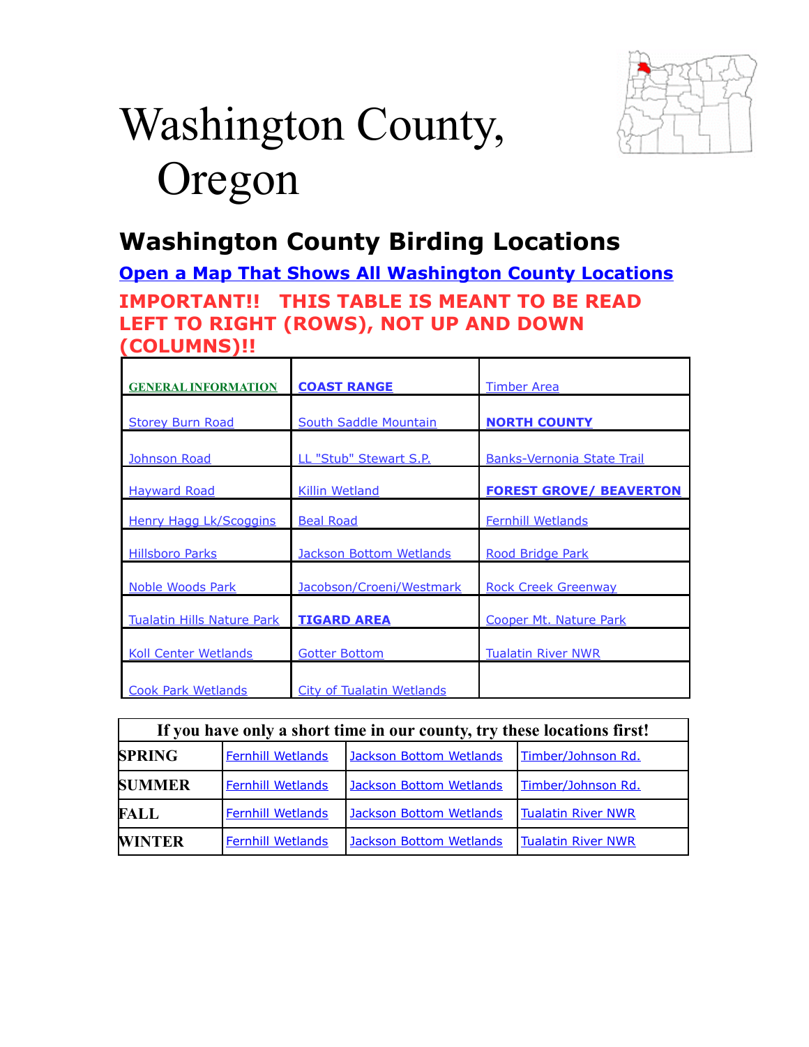# Washington County, Oregon

## Washington County Birding Locations

**Open a Map That Shows All Washington County Locations**

**IMPORTANT!! THIS TABLE IS MEANT TO BE READ LEFT TO RIGHT (ROWS), NOT UP AND DOWN (COLUMNS)!!**

| | | |
|---|---|---|
| GENERAL INFORMATION | **COAST RANGE** | Timber Area |
| Storey Burn Road | South Saddle Mountain | **NORTH COUNTY** |
| Johnson Road | LL "Stub" Stewart S.P. | Banks-Vernonia State Trail |
| Hayward Road | Killin Wetland | **FOREST GROVE/ BEAVERTON** |
| Henry Hagg Lk/Scoggins | Beal Road | Fernhill Wetlands |
| Hillsboro Parks | Jackson Bottom Wetlands | Rood Bridge Park |
| Noble Woods Park | Jacobson/Croeni/Westmark | Rock Creek Greenway |
| Tualatin Hills Nature Park | **TIGARD AREA** | Cooper Mt. Nature Park |
| Koll Center Wetlands | Gotter Bottom | Tualatin River NWR |
| Cook Park Wetlands | City of Tualatin Wetlands | |

| If you have only a short time in our county, try these locations first! | | | |
|---|---|---|---|
| **SPRING** | Fernhill Wetlands | Jackson Bottom Wetlands | Timber/Johnson Rd. |
| **SUMMER** | Fernhill Wetlands | Jackson Bottom Wetlands | Timber/Johnson Rd. |
| **FALL** | Fernhill Wetlands | Jackson Bottom Wetlands | Tualatin River NWR |
| **WINTER** | Fernhill Wetlands | Jackson Bottom Wetlands | Tualatin River NWR |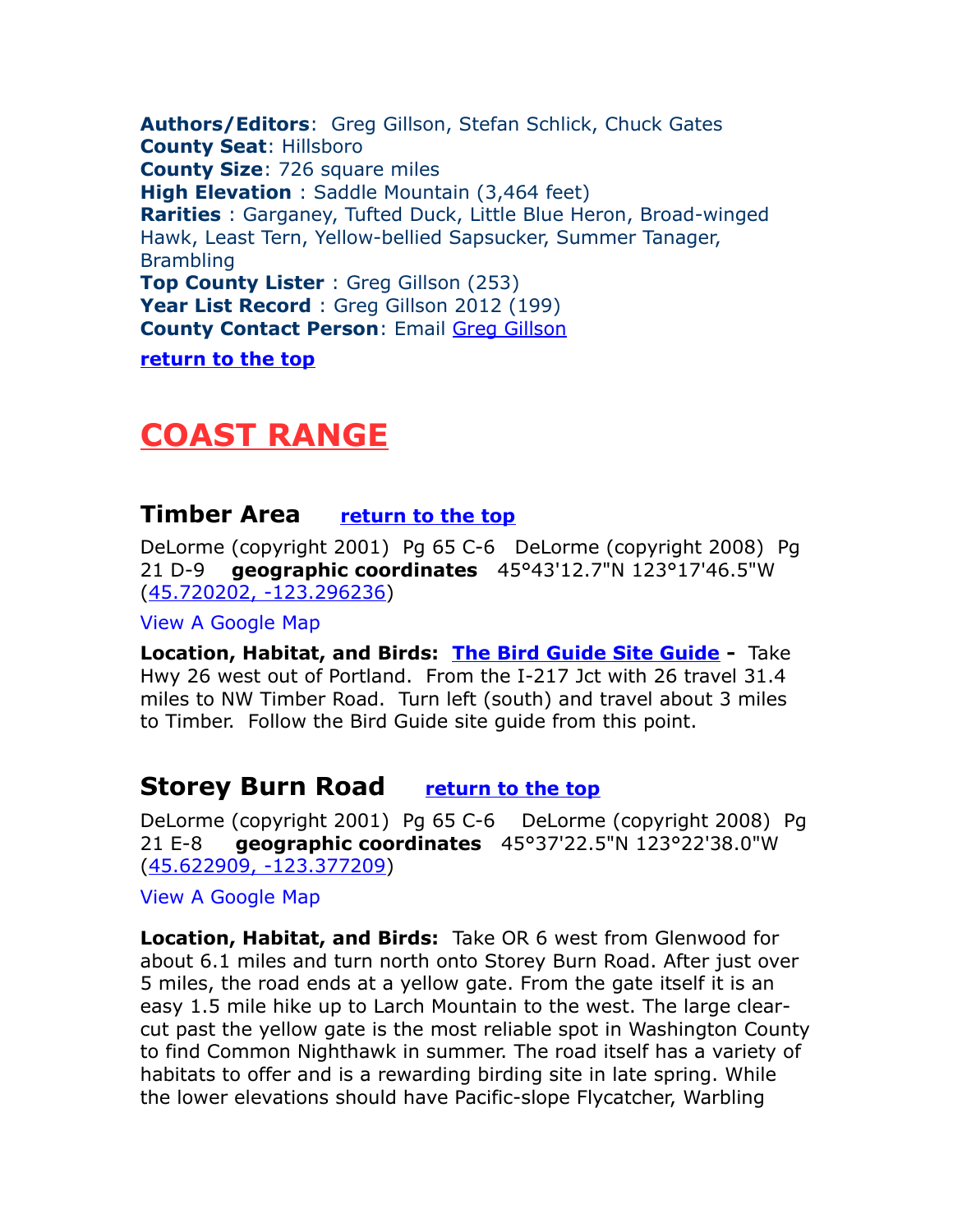**Authors/Editors**: Greg Gillson, Stefan Schlick, Chuck Gates
**County Seat**: Hillsboro
**County Size**: 726 square miles
**High Elevation** : Saddle Mountain (3,464 feet)
**Rarities** : Garganey, Tufted Duck, Little Blue Heron, Broad-winged Hawk, Least Tern, Yellow-bellied Sapsucker, Summer Tanager, Brambling
**Top County Lister** : Greg Gillson (253)
**Year List Record** : Greg Gillson 2012 (199)
**County Contact Person**: Email Greg Gillson

**return to the top**

# COAST RANGE

## Timber Area **return to the top**

DeLorme (copyright 2001) Pg 65 C-6 DeLorme (copyright 2008) Pg 21 D-9 **geographic coordinates** 45°43'12.7"N 123°17'46.5"W (45.720202, -123.296236)

View A Google Map

**Location, Habitat, and Birds:** **The Bird Guide Site Guide** - Take Hwy 26 west out of Portland. From the I-217 Jct with 26 travel 31.4 miles to NW Timber Road. Turn left (south) and travel about 3 miles to Timber. Follow the Bird Guide site guide from this point.

## Storey Burn Road **return to the top**

DeLorme (copyright 2001) Pg 65 C-6 DeLorme (copyright 2008) Pg 21 E-8 **geographic coordinates** 45°37'22.5"N 123°22'38.0"W (45.622909, -123.377209)

View A Google Map

**Location, Habitat, and Birds:** Take OR 6 west from Glenwood for about 6.1 miles and turn north onto Storey Burn Road. After just over 5 miles, the road ends at a yellow gate. From the gate itself it is an easy 1.5 mile hike up to Larch Mountain to the west. The large clear-cut past the yellow gate is the most reliable spot in Washington County to find Common Nighthawk in summer. The road itself has a variety of habitats to offer and is a rewarding birding site in late spring. While the lower elevations should have Pacific-slope Flycatcher, Warbling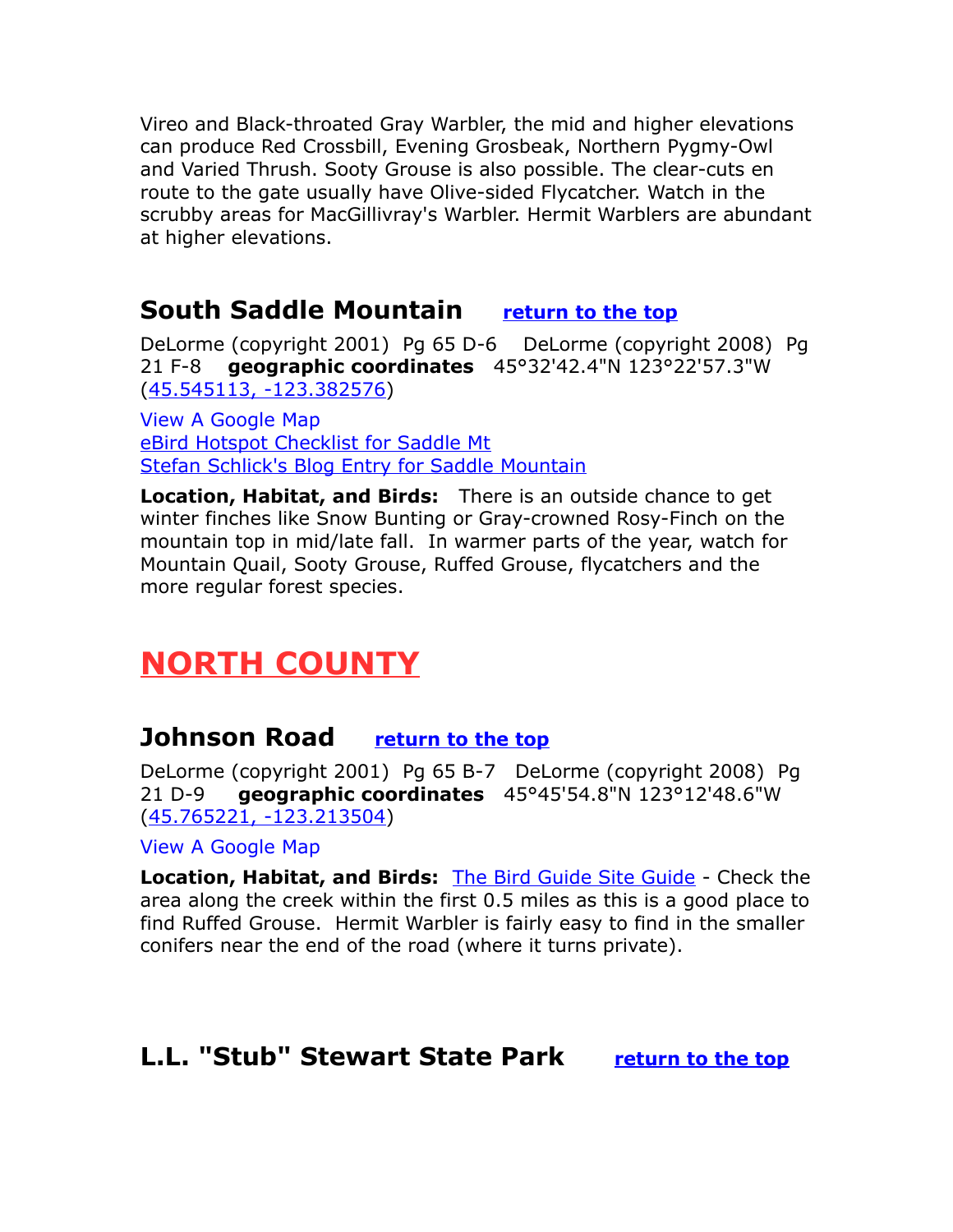Vireo and Black-throated Gray Warbler, the mid and higher elevations can produce Red Crossbill, Evening Grosbeak, Northern Pygmy-Owl and Varied Thrush. Sooty Grouse is also possible. The clear-cuts en route to the gate usually have Olive-sided Flycatcher. Watch in the scrubby areas for MacGillivray's Warbler. Hermit Warblers are abundant at higher elevations.

### South Saddle Mountain **return to the top**

DeLorme (copyright 2001) Pg 65 D-6 DeLorme (copyright 2008) Pg 21 F-8 **geographic coordinates** 45°32'42.4"N 123°22'57.3"W (45.545113, -123.382576)

View A Google Map
eBird Hotspot Checklist for Saddle Mt
Stefan Schlick's Blog Entry for Saddle Mountain

**Location, Habitat, and Birds:** There is an outside chance to get winter finches like Snow Bunting or Gray-crowned Rosy-Finch on the mountain top in mid/late fall. In warmer parts of the year, watch for Mountain Quail, Sooty Grouse, Ruffed Grouse, flycatchers and the more regular forest species.

## NORTH COUNTY

### Johnson Road **return to the top**

DeLorme (copyright 2001) Pg 65 B-7 DeLorme (copyright 2008) Pg 21 D-9 **geographic coordinates** 45°45'54.8"N 123°12'48.6"W (45.765221, -123.213504)

View A Google Map

**Location, Habitat, and Birds:** The Bird Guide Site Guide - Check the area along the creek within the first 0.5 miles as this is a good place to find Ruffed Grouse. Hermit Warbler is fairly easy to find in the smaller conifers near the end of the road (where it turns private).

### L.L. "Stub" Stewart State Park **return to the top**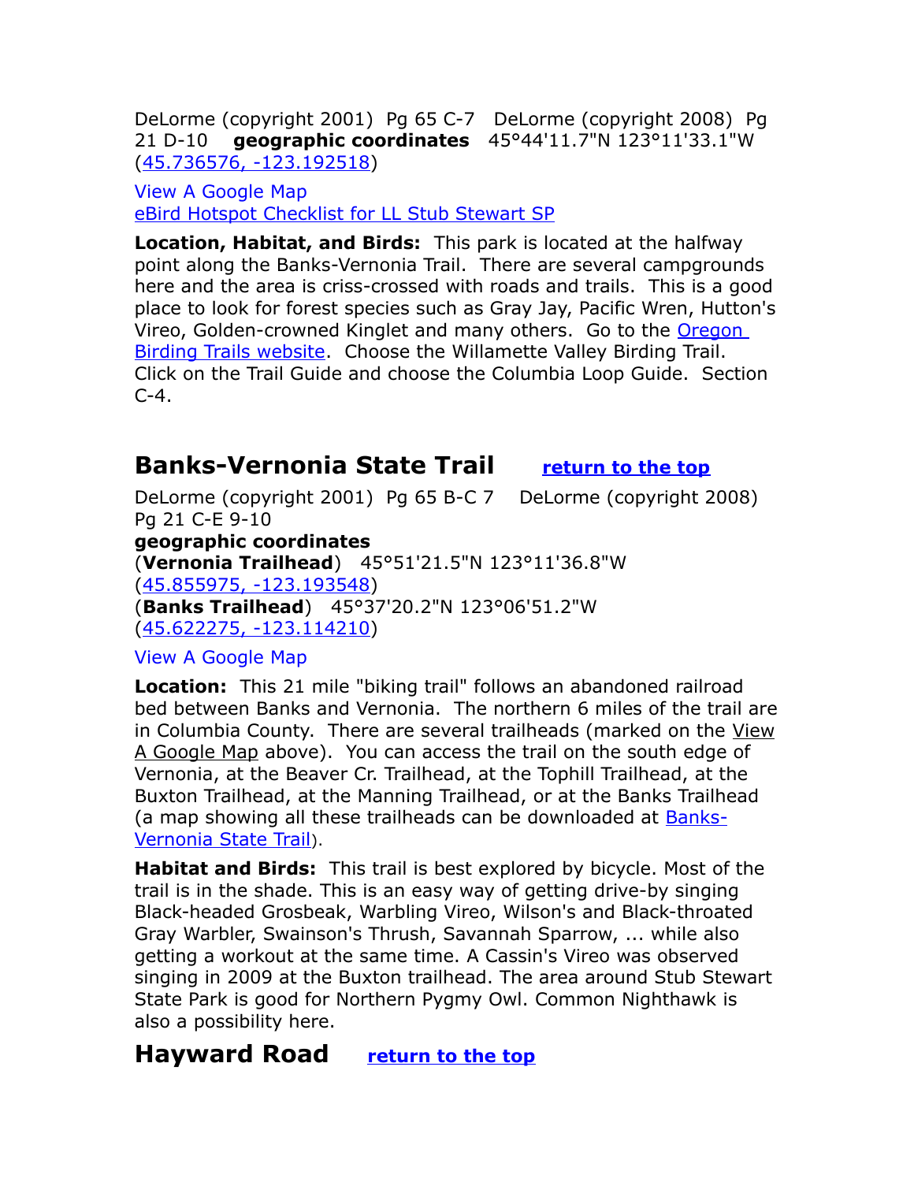DeLorme (copyright 2001) Pg 65 C-7 DeLorme (copyright 2008) Pg 21 D-10 **geographic coordinates** 45°44'11.7"N 123°11'33.1"W ([45.736576, -123.192518](45.736576, -123.192518))

[View A Google Map](View A Google Map)
[eBird Hotspot Checklist for LL Stub Stewart SP](eBird Hotspot Checklist for LL Stub Stewart SP)

**Location, Habitat, and Birds:** This park is located at the halfway point along the Banks-Vernonia Trail. There are several campgrounds here and the area is criss-crossed with roads and trails. This is a good place to look for forest species such as Gray Jay, Pacific Wren, Hutton's Vireo, Golden-crowned Kinglet and many others. Go to the [Oregon Birding Trails website](Oregon Birding Trails website). Choose the Willamette Valley Birding Trail. Click on the Trail Guide and choose the Columbia Loop Guide. Section C-4.

## Banks-Vernonia State Trail [return to the top](return to the top)

DeLorme (copyright 2001) Pg 65 B-C 7 DeLorme (copyright 2008) Pg 21 C-E 9-10
**geographic coordinates**
(**Vernonia Trailhead**) 45°51'21.5"N 123°11'36.8"W
([45.855975, -123.193548](45.855975, -123.193548))
(**Banks Trailhead**) 45°37'20.2"N 123°06'51.2"W
([45.622275, -123.114210](45.622275, -123.114210))

[View A Google Map](View A Google Map)

**Location:** This 21 mile "biking trail" follows an abandoned railroad bed between Banks and Vernonia. The northern 6 miles of the trail are in Columbia County. There are several trailheads (marked on the View A Google Map above). You can access the trail on the south edge of Vernonia, at the Beaver Cr. Trailhead, at the Tophill Trailhead, at the Buxton Trailhead, at the Manning Trailhead, or at the Banks Trailhead (a map showing all these trailheads can be downloaded at [Banks-Vernonia State Trail](Banks-Vernonia State Trail)).

**Habitat and Birds:** This trail is best explored by bicycle. Most of the trail is in the shade. This is an easy way of getting drive-by singing Black-headed Grosbeak, Warbling Vireo, Wilson's and Black-throated Gray Warbler, Swainson's Thrush, Savannah Sparrow, ... while also getting a workout at the same time. A Cassin's Vireo was observed singing in 2009 at the Buxton trailhead. The area around Stub Stewart State Park is good for Northern Pygmy Owl. Common Nighthawk is also a possibility here.

## Hayward Road [return to the top](return to the top)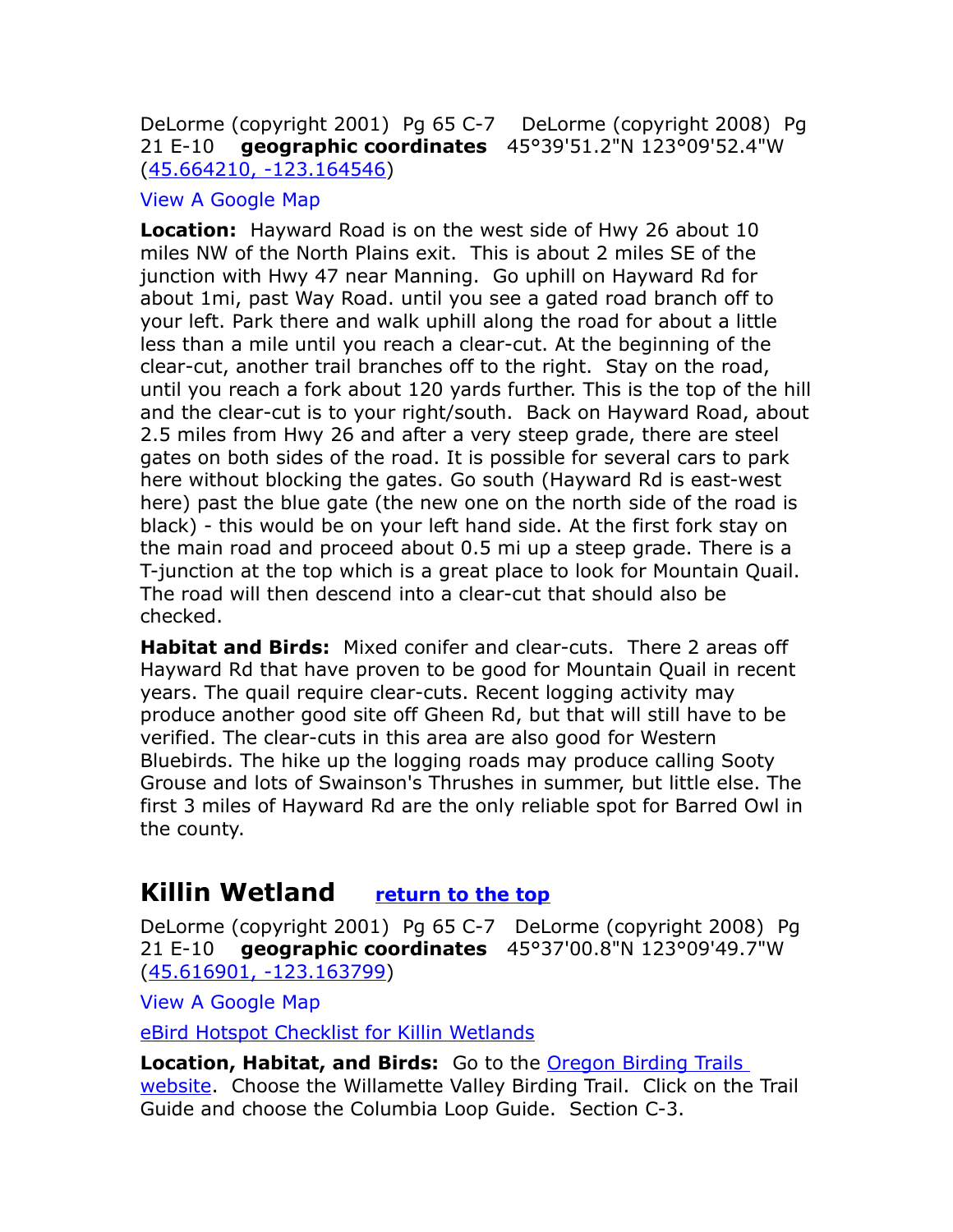DeLorme (copyright 2001) Pg 65 C-7 DeLorme (copyright 2008) Pg 21 E-10 **geographic coordinates** 45°39'51.2"N 123°09'52.4"W (45.664210, -123.164546)

View A Google Map

**Location:** Hayward Road is on the west side of Hwy 26 about 10 miles NW of the North Plains exit. This is about 2 miles SE of the junction with Hwy 47 near Manning. Go uphill on Hayward Rd for about 1mi, past Way Road. until you see a gated road branch off to your left. Park there and walk uphill along the road for about a little less than a mile until you reach a clear-cut. At the beginning of the clear-cut, another trail branches off to the right. Stay on the road, until you reach a fork about 120 yards further. This is the top of the hill and the clear-cut is to your right/south. Back on Hayward Road, about 2.5 miles from Hwy 26 and after a very steep grade, there are steel gates on both sides of the road. It is possible for several cars to park here without blocking the gates. Go south (Hayward Rd is east-west here) past the blue gate (the new one on the north side of the road is black) - this would be on your left hand side. At the first fork stay on the main road and proceed about 0.5 mi up a steep grade. There is a T-junction at the top which is a great place to look for Mountain Quail. The road will then descend into a clear-cut that should also be checked.

**Habitat and Birds:** Mixed conifer and clear-cuts. There 2 areas off Hayward Rd that have proven to be good for Mountain Quail in recent years. The quail require clear-cuts. Recent logging activity may produce another good site off Gheen Rd, but that will still have to be verified. The clear-cuts in this area are also good for Western Bluebirds. The hike up the logging roads may produce calling Sooty Grouse and lots of Swainson's Thrushes in summer, but little else. The first 3 miles of Hayward Rd are the only reliable spot for Barred Owl in the county.

## Killin Wetland

return to the top

DeLorme (copyright 2001) Pg 65 C-7 DeLorme (copyright 2008) Pg 21 E-10 **geographic coordinates** 45°37'00.8"N 123°09'49.7"W (45.616901, -123.163799)

View A Google Map

eBird Hotspot Checklist for Killin Wetlands

**Location, Habitat, and Birds:** Go to the Oregon Birding Trails website. Choose the Willamette Valley Birding Trail. Click on the Trail Guide and choose the Columbia Loop Guide. Section C-3.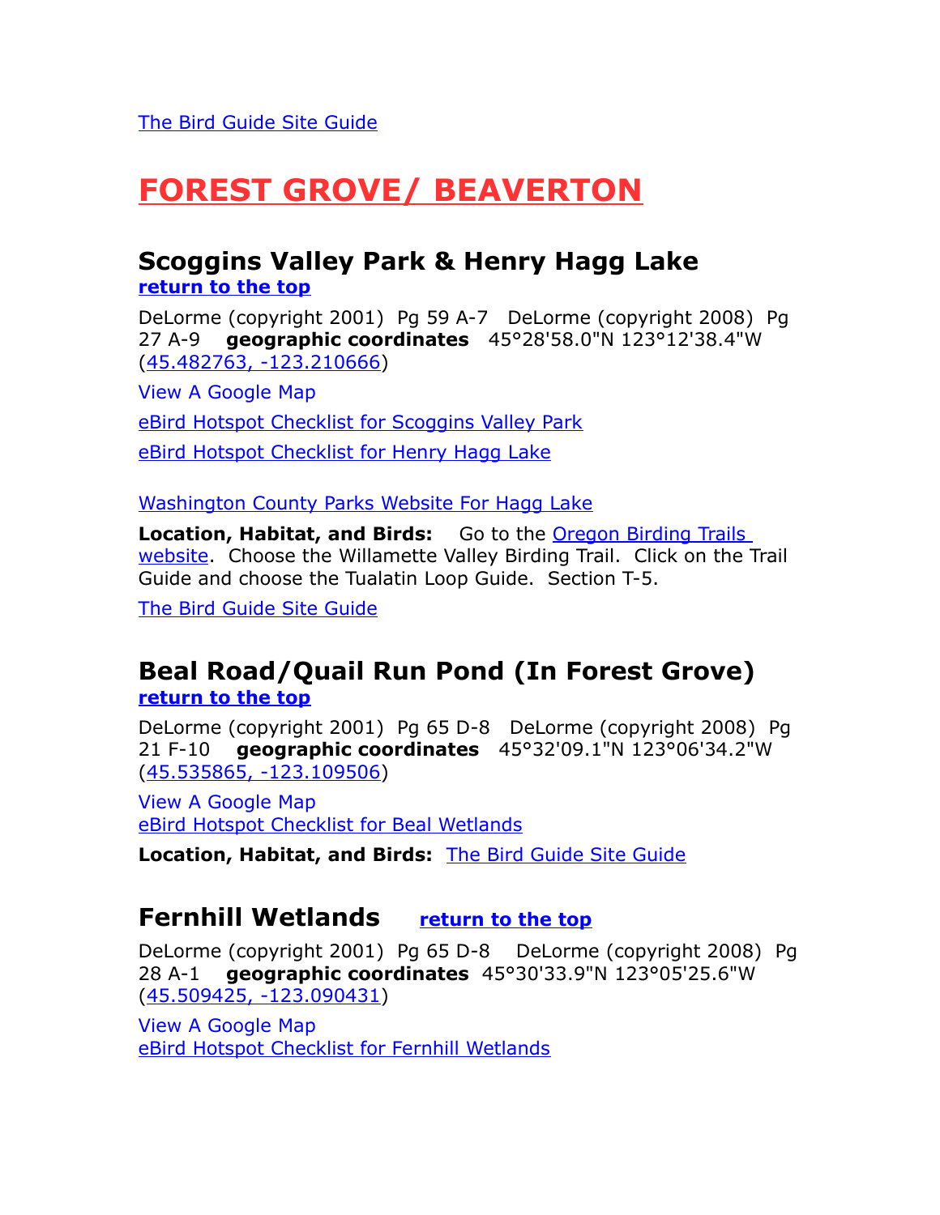The Bird Guide Site Guide

# FOREST GROVE/ BEAVERTON

## Scoggins Valley Park & Henry Hagg Lake

**return to the top**

DeLorme (copyright 2001) Pg 59 A-7 DeLorme (copyright 2008) Pg 27 A-9 **geographic coordinates** 45°28'58.0"N 123°12'38.4"W (45.482763, -123.210666)

View A Google Map

eBird Hotspot Checklist for Scoggins Valley Park

eBird Hotspot Checklist for Henry Hagg Lake

Washington County Parks Website For Hagg Lake

**Location, Habitat, and Birds:** Go to the Oregon Birding Trails website. Choose the Willamette Valley Birding Trail. Click on the Trail Guide and choose the Tualatin Loop Guide. Section T-5.

The Bird Guide Site Guide

## Beal Road/Quail Run Pond (In Forest Grove)

**return to the top**

DeLorme (copyright 2001) Pg 65 D-8 DeLorme (copyright 2008) Pg 21 F-10 **geographic coordinates** 45°32'09.1"N 123°06'34.2"W (45.535865, -123.109506)

View A Google Map
eBird Hotspot Checklist for Beal Wetlands

**Location, Habitat, and Birds:** The Bird Guide Site Guide

## Fernhill Wetlands **return to the top**

DeLorme (copyright 2001) Pg 65 D-8 DeLorme (copyright 2008) Pg 28 A-1 **geographic coordinates** 45°30'33.9"N 123°05'25.6"W (45.509425, -123.090431)

View A Google Map
eBird Hotspot Checklist for Fernhill Wetlands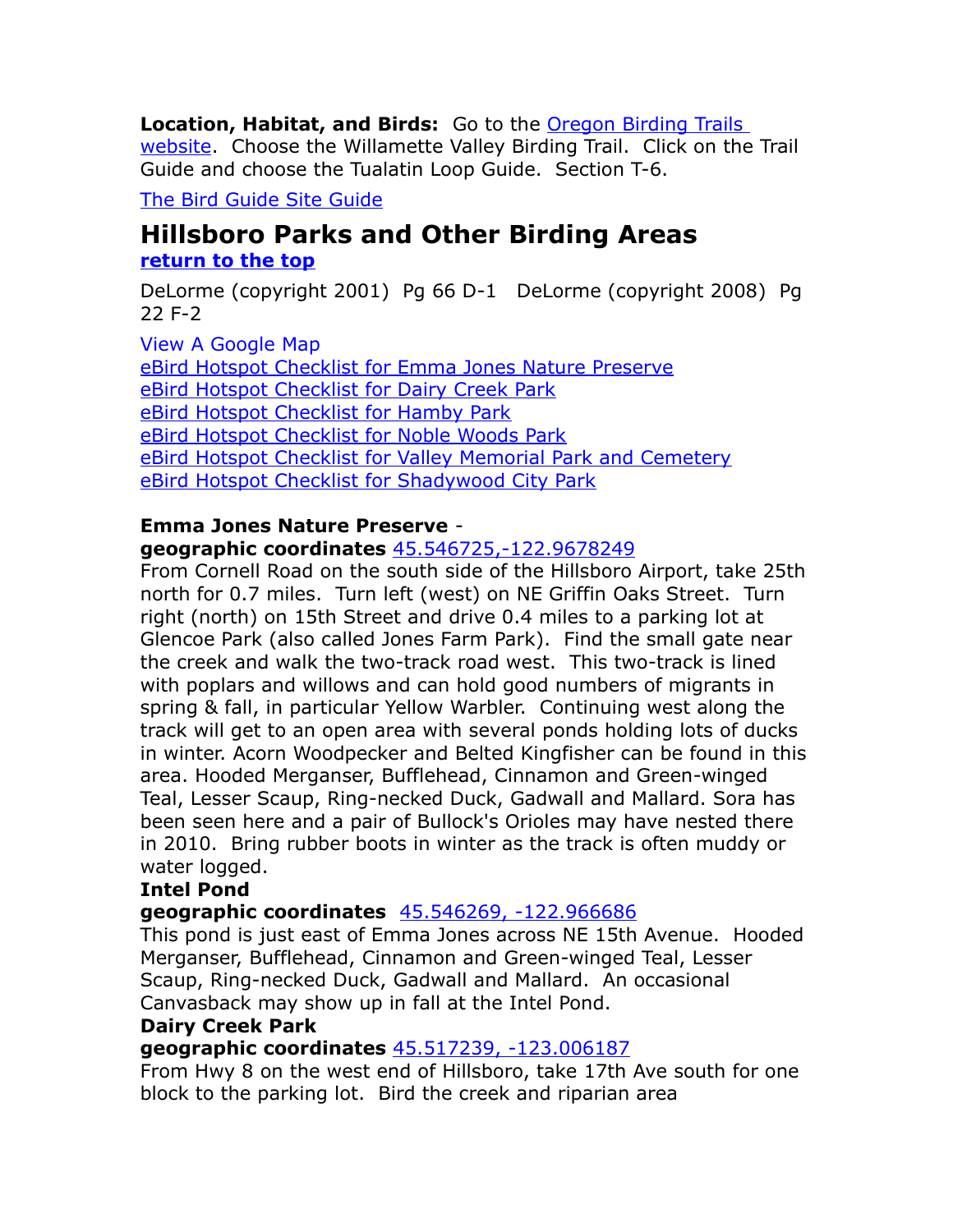**Location, Habitat, and Birds:** Go to the Oregon Birding Trails website. Choose the Willamette Valley Birding Trail. Click on the Trail Guide and choose the Tualatin Loop Guide. Section T-6.

The Bird Guide Site Guide

## Hillsboro Parks and Other Birding Areas

**return to the top**

DeLorme (copyright 2001) Pg 66 D-1 DeLorme (copyright 2008) Pg 22 F-2

View A Google Map
eBird Hotspot Checklist for Emma Jones Nature Preserve
eBird Hotspot Checklist for Dairy Creek Park
eBird Hotspot Checklist for Hamby Park
eBird Hotspot Checklist for Noble Woods Park
eBird Hotspot Checklist for Valley Memorial Park and Cemetery
eBird Hotspot Checklist for Shadywood City Park

**Emma Jones Nature Preserve** -
**geographic coordinates** 45.546725,-122.9678249
From Cornell Road on the south side of the Hillsboro Airport, take 25th north for 0.7 miles. Turn left (west) on NE Griffin Oaks Street. Turn right (north) on 15th Street and drive 0.4 miles to a parking lot at Glencoe Park (also called Jones Farm Park). Find the small gate near the creek and walk the two-track road west. This two-track is lined with poplars and willows and can hold good numbers of migrants in spring & fall, in particular Yellow Warbler. Continuing west along the track will get to an open area with several ponds holding lots of ducks in winter. Acorn Woodpecker and Belted Kingfisher can be found in this area. Hooded Merganser, Bufflehead, Cinnamon and Green-winged Teal, Lesser Scaup, Ring-necked Duck, Gadwall and Mallard. Sora has been seen here and a pair of Bullock's Orioles may have nested there in 2010. Bring rubber boots in winter as the track is often muddy or water logged.

**Intel Pond**
**geographic coordinates** 45.546269, -122.966686
This pond is just east of Emma Jones across NE 15th Avenue. Hooded Merganser, Bufflehead, Cinnamon and Green-winged Teal, Lesser Scaup, Ring-necked Duck, Gadwall and Mallard. An occasional Canvasback may show up in fall at the Intel Pond.

**Dairy Creek Park**
**geographic coordinates** 45.517239, -123.006187
From Hwy 8 on the west end of Hillsboro, take 17th Ave south for one block to the parking lot. Bird the creek and riparian area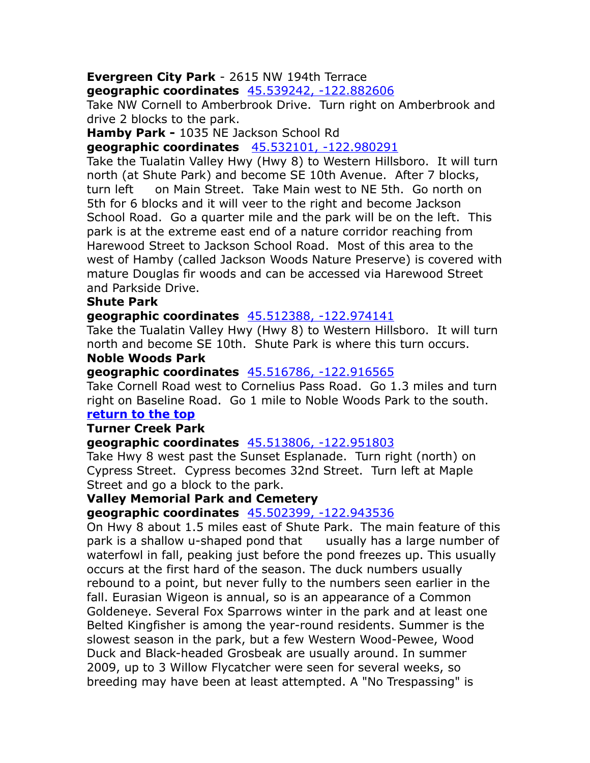**Evergreen City Park** - 2615 NW 194th Terrace
**geographic coordinates** [45.539242, -122.882606]
Take NW Cornell to Amberbrook Drive. Turn right on Amberbrook and drive 2 blocks to the park.
**Hamby Park -** 1035 NE Jackson School Rd
**geographic coordinates** [45.532101, -122.980291]
Take the Tualatin Valley Hwy (Hwy 8) to Western Hillsboro. It will turn north (at Shute Park) and become SE 10th Avenue. After 7 blocks, turn left on Main Street. Take Main west to NE 5th. Go north on 5th for 6 blocks and it will veer to the right and become Jackson School Road. Go a quarter mile and the park will be on the left. This park is at the extreme east end of a nature corridor reaching from Harewood Street to Jackson School Road. Most of this area to the west of Hamby (called Jackson Woods Nature Preserve) is covered with mature Douglas fir woods and can be accessed via Harewood Street and Parkside Drive.
**Shute Park**
**geographic coordinates** [45.512388, -122.974141]
Take the Tualatin Valley Hwy (Hwy 8) to Western Hillsboro. It will turn north and become SE 10th. Shute Park is where this turn occurs.
**Noble Woods Park**
**geographic coordinates** [45.516786, -122.916565]
Take Cornell Road west to Cornelius Pass Road. Go 1.3 miles and turn right on Baseline Road. Go 1 mile to Noble Woods Park to the south.
**return to the top**
**Turner Creek Park**
**geographic coordinates** [45.513806, -122.951803]
Take Hwy 8 west past the Sunset Esplanade. Turn right (north) on Cypress Street. Cypress becomes 32nd Street. Turn left at Maple Street and go a block to the park.
**Valley Memorial Park and Cemetery**
**geographic coordinates** [45.502399, -122.943536]
On Hwy 8 about 1.5 miles east of Shute Park. The main feature of this park is a shallow u-shaped pond that usually has a large number of waterfowl in fall, peaking just before the pond freezes up. This usually occurs at the first hard of the season. The duck numbers usually rebound to a point, but never fully to the numbers seen earlier in the fall. Eurasian Wigeon is annual, so is an appearance of a Common Goldeneye. Several Fox Sparrows winter in the park and at least one Belted Kingfisher is among the year-round residents. Summer is the slowest season in the park, but a few Western Wood-Pewee, Wood Duck and Black-headed Grosbeak are usually around. In summer 2009, up to 3 Willow Flycatcher were seen for several weeks, so breeding may have been at least attempted. A "No Trespassing" is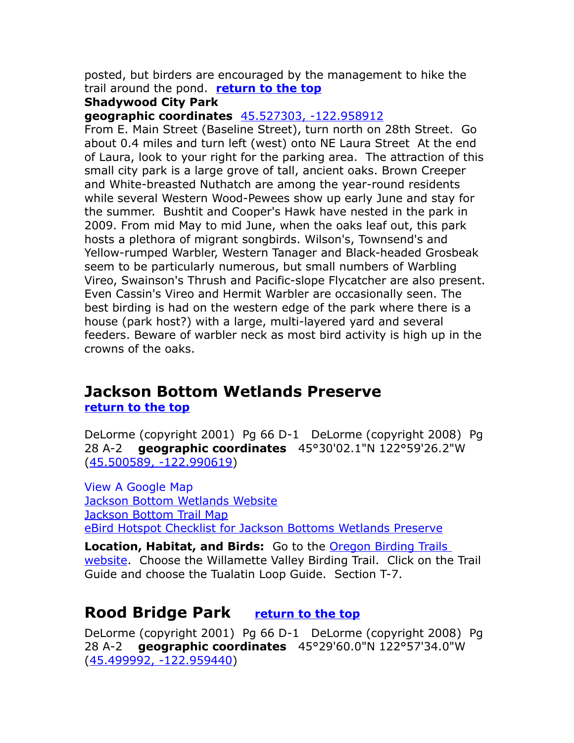posted, but birders are encouraged by the management to hike the trail around the pond. **return to the top**

**Shadywood City Park**

**geographic coordinates** 45.527303, -122.958912

From E. Main Street (Baseline Street), turn north on 28th Street. Go about 0.4 miles and turn left (west) onto NE Laura Street At the end of Laura, look to your right for the parking area. The attraction of this small city park is a large grove of tall, ancient oaks. Brown Creeper and White-breasted Nuthatch are among the year-round residents while several Western Wood-Pewees show up early June and stay for the summer. Bushtit and Cooper's Hawk have nested in the park in 2009. From mid May to mid June, when the oaks leaf out, this park hosts a plethora of migrant songbirds. Wilson's, Townsend's and Yellow-rumped Warbler, Western Tanager and Black-headed Grosbeak seem to be particularly numerous, but small numbers of Warbling Vireo, Swainson's Thrush and Pacific-slope Flycatcher are also present. Even Cassin's Vireo and Hermit Warbler are occasionally seen. The best birding is had on the western edge of the park where there is a house (park host?) with a large, multi-layered yard and several feeders. Beware of warbler neck as most bird activity is high up in the crowns of the oaks.

## Jackson Bottom Wetlands Preserve

**return to the top**

DeLorme (copyright 2001) Pg 66 D-1 DeLorme (copyright 2008) Pg 28 A-2 **geographic coordinates** 45°30'02.1"N 122°59'26.2"W (45.500589, -122.990619)

View A Google Map
Jackson Bottom Wetlands Website
Jackson Bottom Trail Map
eBird Hotspot Checklist for Jackson Bottoms Wetlands Preserve

**Location, Habitat, and Birds:** Go to the Oregon Birding Trails website. Choose the Willamette Valley Birding Trail. Click on the Trail Guide and choose the Tualatin Loop Guide. Section T-7.

## Rood Bridge Park **return to the top**

DeLorme (copyright 2001) Pg 66 D-1 DeLorme (copyright 2008) Pg 28 A-2 **geographic coordinates** 45°29'60.0"N 122°57'34.0"W (45.499992, -122.959440)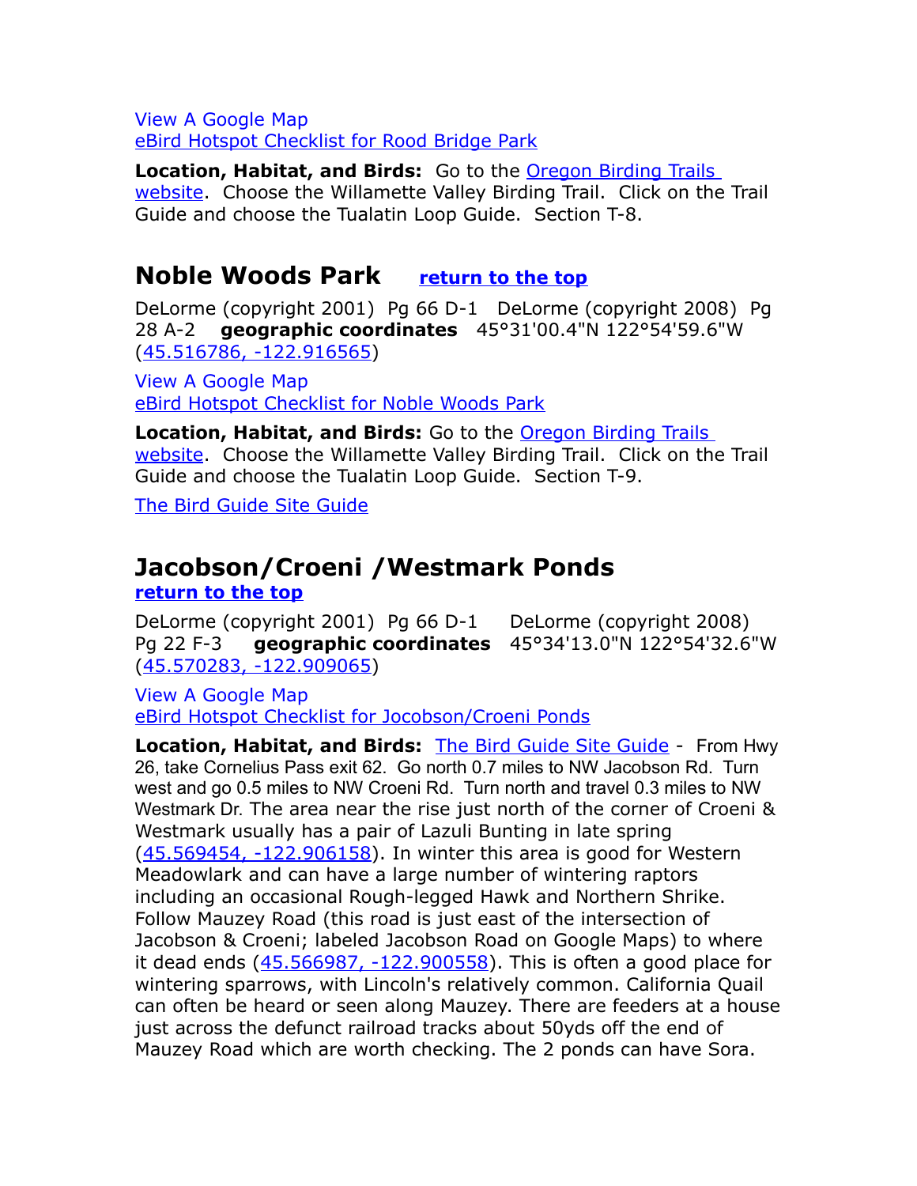View A Google Map
eBird Hotspot Checklist for Rood Bridge Park

**Location, Habitat, and Birds:** Go to the Oregon Birding Trails website. Choose the Willamette Valley Birding Trail. Click on the Trail Guide and choose the Tualatin Loop Guide. Section T-8.

## Noble Woods Park **return to the top**

DeLorme (copyright 2001) Pg 66 D-1 DeLorme (copyright 2008) Pg 28 A-2 **geographic coordinates** 45°31'00.4"N 122°54'59.6"W (45.516786, -122.916565)

View A Google Map
eBird Hotspot Checklist for Noble Woods Park

**Location, Habitat, and Birds:** Go to the Oregon Birding Trails website. Choose the Willamette Valley Birding Trail. Click on the Trail Guide and choose the Tualatin Loop Guide. Section T-9.

The Bird Guide Site Guide

## Jacobson/Croeni /Westmark Ponds

**return to the top**

DeLorme (copyright 2001) Pg 66 D-1 DeLorme (copyright 2008) Pg 22 F-3 **geographic coordinates** 45°34'13.0"N 122°54'32.6"W (45.570283, -122.909065)

View A Google Map
eBird Hotspot Checklist for Jocobson/Croeni Ponds

**Location, Habitat, and Birds:** The Bird Guide Site Guide - From Hwy 26, take Cornelius Pass exit 62. Go north 0.7 miles to NW Jacobson Rd. Turn west and go 0.5 miles to NW Croeni Rd. Turn north and travel 0.3 miles to NW Westmark Dr. The area near the rise just north of the corner of Croeni & Westmark usually has a pair of Lazuli Bunting in late spring (45.569454, -122.906158). In winter this area is good for Western Meadowlark and can have a large number of wintering raptors including an occasional Rough-legged Hawk and Northern Shrike. Follow Mauzey Road (this road is just east of the intersection of Jacobson & Croeni; labeled Jacobson Road on Google Maps) to where it dead ends (45.566987, -122.900558). This is often a good place for wintering sparrows, with Lincoln's relatively common. California Quail can often be heard or seen along Mauzey. There are feeders at a house just across the defunct railroad tracks about 50yds off the end of Mauzey Road which are worth checking. The 2 ponds can have Sora.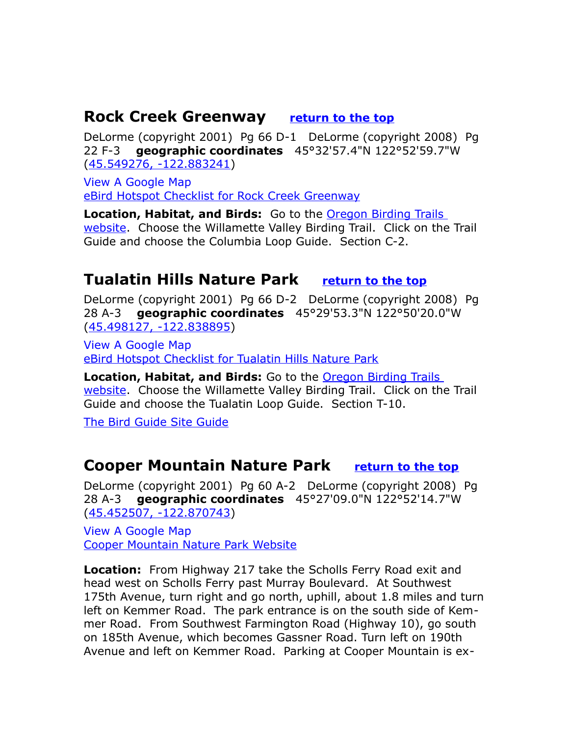## Rock Creek Greenway   [return to the top]

DeLorme (copyright 2001)  Pg 66 D-1   DeLorme (copyright 2008)  Pg 22 F-3    **geographic coordinates**   45°32'57.4"N 122°52'59.7"W (45.549276, -122.883241)

View A Google Map
eBird Hotspot Checklist for Rock Creek Greenway

**Location, Habitat, and Birds:**  Go to the Oregon Birding Trails website.  Choose the Willamette Valley Birding Trail.  Click on the Trail Guide and choose the Columbia Loop Guide.  Section C-2.

## Tualatin Hills Nature Park   [return to the top]

DeLorme (copyright 2001)  Pg 66 D-2   DeLorme (copyright 2008)  Pg 28 A-3    **geographic coordinates**   45°29'53.3"N 122°50'20.0"W (45.498127, -122.838895)

View A Google Map
eBird Hotspot Checklist for Tualatin Hills Nature Park

**Location, Habitat, and Birds:** Go to the Oregon Birding Trails website.  Choose the Willamette Valley Birding Trail.  Click on the Trail Guide and choose the Tualatin Loop Guide.  Section T-10.

The Bird Guide Site Guide

## Cooper Mountain Nature Park   [return to the top]

DeLorme (copyright 2001)  Pg 60 A-2   DeLorme (copyright 2008)  Pg 28 A-3    **geographic coordinates**   45°27'09.0"N 122°52'14.7"W (45.452507, -122.870743)

View A Google Map
Cooper Mountain Nature Park Website

**Location:**  From Highway 217 take the Scholls Ferry Road exit and head west on Scholls Ferry past Murray Boulevard.  At Southwest 175th Avenue, turn right and go north, uphill, about 1.8 miles and turn left on Kemmer Road.  The park entrance is on the south side of Kemmer Road.  From Southwest Farmington Road (Highway 10), go south on 185th Avenue, which becomes Gassner Road. Turn left on 190th Avenue and left on Kemmer Road.  Parking at Cooper Mountain is ex-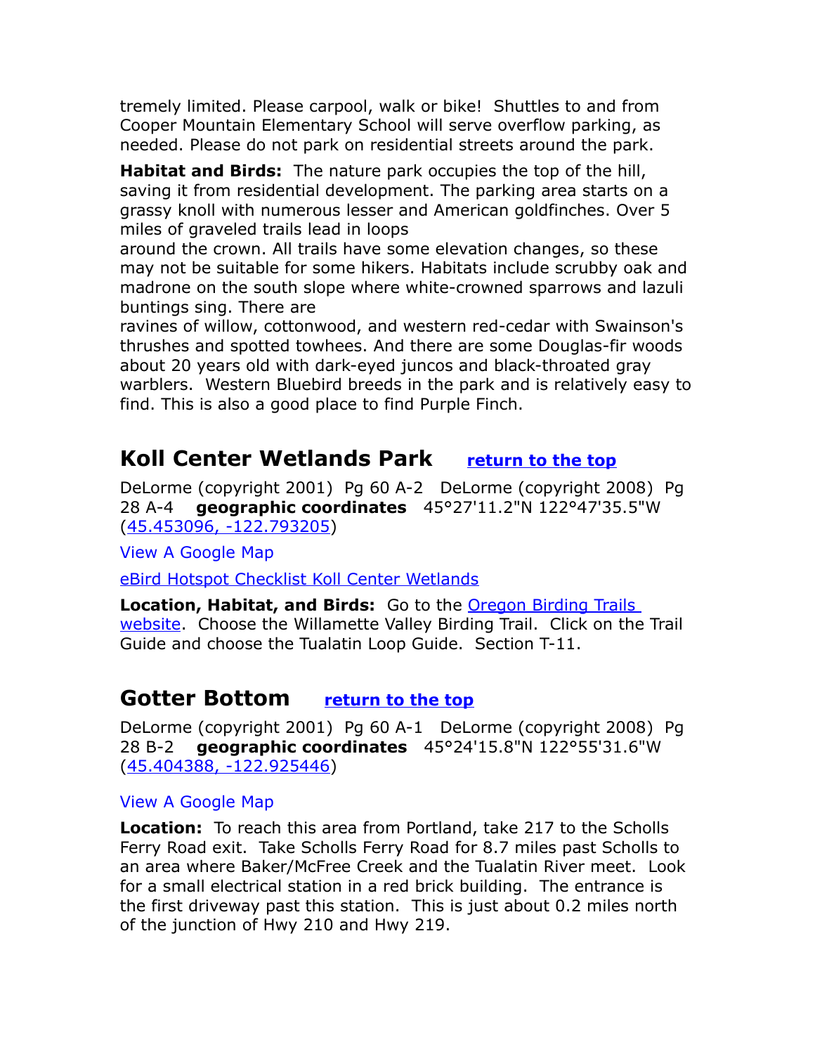tremely limited. Please carpool, walk or bike!  Shuttles to and from Cooper Mountain Elementary School will serve overflow parking, as needed. Please do not park on residential streets around the park.

**Habitat and Birds:** The nature park occupies the top of the hill, saving it from residential development. The parking area starts on a grassy knoll with numerous lesser and American goldfinches. Over 5 miles of graveled trails lead in loops around the crown. All trails have some elevation changes, so these may not be suitable for some hikers. Habitats include scrubby oak and madrone on the south slope where white-crowned sparrows and lazuli buntings sing. There are ravines of willow, cottonwood, and western red-cedar with Swainson's thrushes and spotted towhees. And there are some Douglas-fir woods about 20 years old with dark-eyed juncos and black-throated gray warblers.  Western Bluebird breeds in the park and is relatively easy to find. This is also a good place to find Purple Finch.

## Koll Center Wetlands Park   return to the top

DeLorme (copyright 2001)  Pg 60 A-2   DeLorme (copyright 2008)  Pg 28 A-4   **geographic coordinates**   45°27'11.2"N 122°47'35.5"W (45.453096, -122.793205)

View A Google Map

eBird Hotspot Checklist Koll Center Wetlands

**Location, Habitat, and Birds:** Go to the Oregon Birding Trails website.  Choose the Willamette Valley Birding Trail.  Click on the Trail Guide and choose the Tualatin Loop Guide.  Section T-11.

## Gotter Bottom   return to the top

DeLorme (copyright 2001)  Pg 60 A-1   DeLorme (copyright 2008)  Pg 28 B-2   **geographic coordinates**   45°24'15.8"N 122°55'31.6"W (45.404388, -122.925446)

View A Google Map

**Location:** To reach this area from Portland, take 217 to the Scholls Ferry Road exit.  Take Scholls Ferry Road for 8.7 miles past Scholls to an area where Baker/McFree Creek and the Tualatin River meet.  Look for a small electrical station in a red brick building.  The entrance is the first driveway past this station.  This is just about 0.2 miles north of the junction of Hwy 210 and Hwy 219.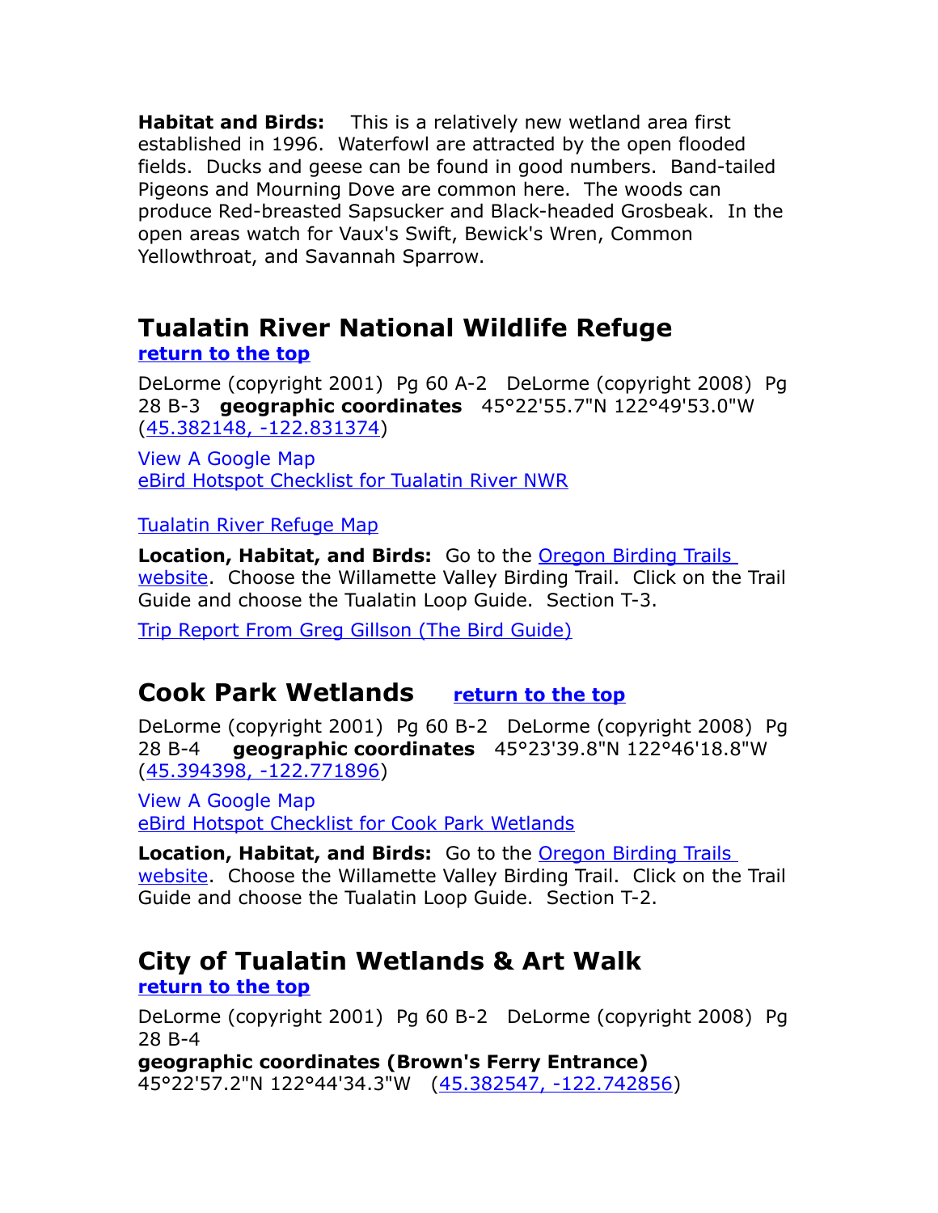**Habitat and Birds:** This is a relatively new wetland area first established in 1996. Waterfowl are attracted by the open flooded fields. Ducks and geese can be found in good numbers. Band-tailed Pigeons and Mourning Dove are common here. The woods can produce Red-breasted Sapsucker and Black-headed Grosbeak. In the open areas watch for Vaux's Swift, Bewick's Wren, Common Yellowthroat, and Savannah Sparrow.

## Tualatin River National Wildlife Refuge

**return to the top**

DeLorme (copyright 2001) Pg 60 A-2 DeLorme (copyright 2008) Pg 28 B-3 **geographic coordinates** 45°22'55.7"N 122°49'53.0"W (45.382148, -122.831374)

View A Google Map
eBird Hotspot Checklist for Tualatin River NWR

Tualatin River Refuge Map

**Location, Habitat, and Birds:** Go to the Oregon Birding Trails website. Choose the Willamette Valley Birding Trail. Click on the Trail Guide and choose the Tualatin Loop Guide. Section T-3.

Trip Report From Greg Gillson (The Bird Guide)

## Cook Park Wetlands **return to the top**

DeLorme (copyright 2001) Pg 60 B-2 DeLorme (copyright 2008) Pg 28 B-4 **geographic coordinates** 45°23'39.8"N 122°46'18.8"W (45.394398, -122.771896)

View A Google Map
eBird Hotspot Checklist for Cook Park Wetlands

**Location, Habitat, and Birds:** Go to the Oregon Birding Trails website. Choose the Willamette Valley Birding Trail. Click on the Trail Guide and choose the Tualatin Loop Guide. Section T-2.

## City of Tualatin Wetlands & Art Walk

**return to the top**

DeLorme (copyright 2001) Pg 60 B-2 DeLorme (copyright 2008) Pg 28 B-4
**geographic coordinates (Brown's Ferry Entrance)**
45°22'57.2"N 122°44'34.3"W (45.382547, -122.742856)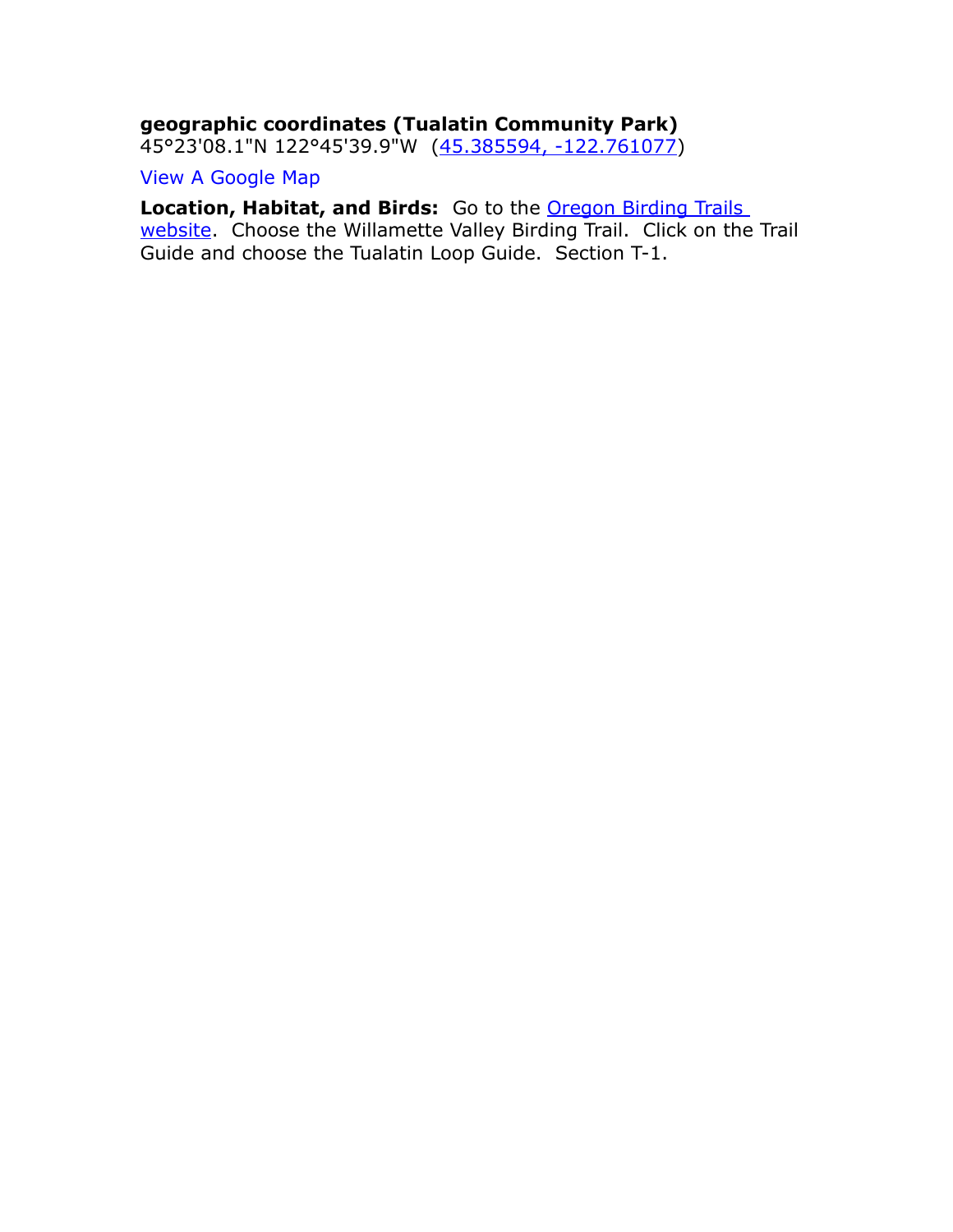**geographic coordinates (Tualatin Community Park)**
45°23'08.1"N 122°45'39.9"W  (45.385594, -122.761077)

View A Google Map

**Location, Habitat, and Birds:**  Go to the Oregon Birding Trails website.  Choose the Willamette Valley Birding Trail.  Click on the Trail Guide and choose the Tualatin Loop Guide.  Section T-1.